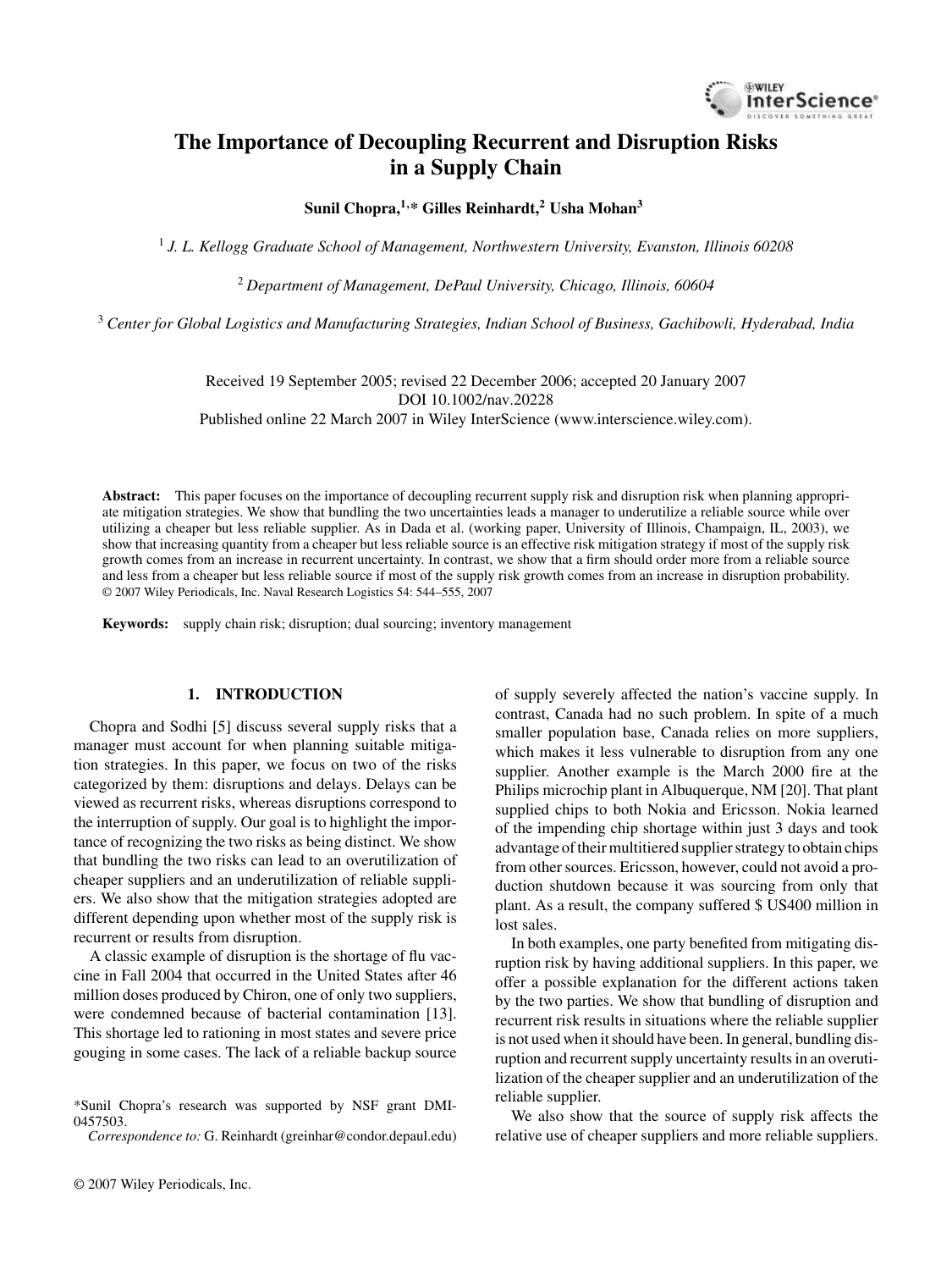# The Importance of Decoupling Recurrent and Disruption Risks in a Supply Chain

**Sunil Chopra,[1,*] Gilles Reinhardt,[2] Usha Mohan[3]**

[1] *J. L. Kellogg Graduate School of Management, Northwestern University, Evanston, Illinois 60208*

[2] *Department of Management, DePaul University, Chicago, Illinois, 60604*

[3] *Center for Global Logistics and Manufacturing Strategies, Indian School of Business, Gachibowli, Hyderabad, India*

Received 19 September 2005; revised 22 December 2006; accepted 20 January 2007
DOI 10.1002/nav.20228
Published online 22 March 2007 in Wiley InterScience (www.interscience.wiley.com).

**Abstract:** This paper focuses on the importance of decoupling recurrent supply risk and disruption risk when planning appropriate mitigation strategies. We show that bundling the two uncertainties leads a manager to underutilize a reliable source while over utilizing a cheaper but less reliable supplier. As in Dada et al. (working paper, University of Illinois, Champaign, IL, 2003), we show that increasing quantity from a cheaper but less reliable source is an effective risk mitigation strategy if most of the supply risk growth comes from an increase in recurrent uncertainty. In contrast, we show that a firm should order more from a reliable source and less from a cheaper but less reliable source if most of the supply risk growth comes from an increase in disruption probability. © 2007 Wiley Periodicals, Inc. Naval Research Logistics 54: 544–555, 2007

**Keywords:** supply chain risk; disruption; dual sourcing; inventory management

## 1. INTRODUCTION

Chopra and Sodhi [5] discuss several supply risks that a manager must account for when planning suitable mitigation strategies. In this paper, we focus on two of the risks categorized by them: disruptions and delays. Delays can be viewed as recurrent risks, whereas disruptions correspond to the interruption of supply. Our goal is to highlight the importance of recognizing the two risks as being distinct. We show that bundling the two risks can lead to an overutilization of cheaper suppliers and an underutilization of reliable suppliers. We also show that the mitigation strategies adopted are different depending upon whether most of the supply risk is recurrent or results from disruption.

A classic example of disruption is the shortage of flu vaccine in Fall 2004 that occurred in the United States after 46 million doses produced by Chiron, one of only two suppliers, were condemned because of bacterial contamination [13]. This shortage led to rationing in most states and severe price gouging in some cases. The lack of a reliable backup source of supply severely affected the nation's vaccine supply. In contrast, Canada had no such problem. In spite of a much smaller population base, Canada relies on more suppliers, which makes it less vulnerable to disruption from any one supplier. Another example is the March 2000 fire at the Philips microchip plant in Albuquerque, NM [20]. That plant supplied chips to both Nokia and Ericsson. Nokia learned of the impending chip shortage within just 3 days and took advantage of their multitiered supplier strategy to obtain chips from other sources. Ericsson, however, could not avoid a production shutdown because it was sourcing from only that plant. As a result, the company suffered $ US400 million in lost sales.

In both examples, one party benefited from mitigating disruption risk by having additional suppliers. In this paper, we offer a possible explanation for the different actions taken by the two parties. We show that bundling of disruption and recurrent risk results in situations where the reliable supplier is not used when it should have been. In general, bundling disruption and recurrent supply uncertainty results in an overutilization of the cheaper supplier and an underutilization of the reliable supplier.

We also show that the source of supply risk affects the relative use of cheaper suppliers and more reliable suppliers.

*Sunil Chopra's research was supported by NSF grant DMI-0457503.
*Correspondence to:* G. Reinhardt (greinhar@condor.depaul.edu)

© 2007 Wiley Periodicals, Inc.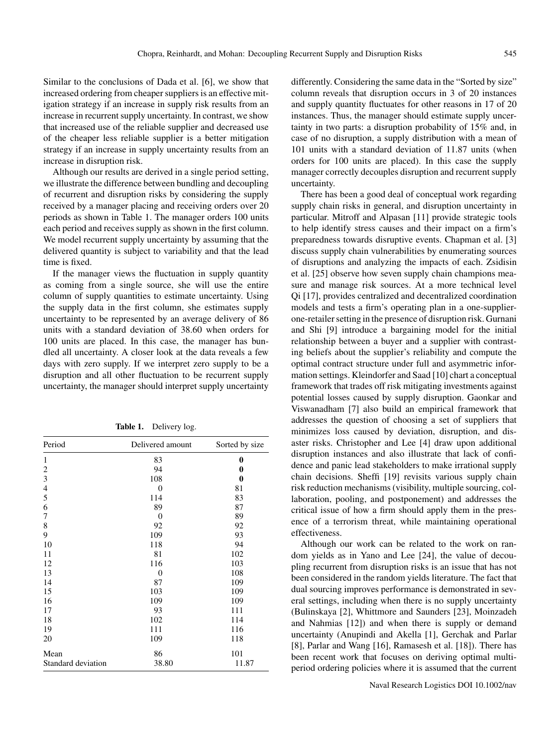Similar to the conclusions of Dada et al. [6], we show that increased ordering from cheaper suppliers is an effective mitigation strategy if an increase in supply risk results from an increase in recurrent supply uncertainty. In contrast, we show that increased use of the reliable supplier and decreased use of the cheaper less reliable supplier is a better mitigation strategy if an increase in supply uncertainty results from an increase in disruption risk.

Although our results are derived in a single period setting, we illustrate the difference between bundling and decoupling of recurrent and disruption risks by considering the supply received by a manager placing and receiving orders over 20 periods as shown in Table 1. The manager orders 100 units each period and receives supply as shown in the first column. We model recurrent supply uncertainty by assuming that the delivered quantity is subject to variability and that the lead time is fixed.

If the manager views the fluctuation in supply quantity as coming from a single source, she will use the entire column of supply quantities to estimate uncertainty. Using the supply data in the first column, she estimates supply uncertainty to be represented by an average delivery of 86 units with a standard deviation of 38.60 when orders for 100 units are placed. In this case, the manager has bundled all uncertainty. A closer look at the data reveals a few days with zero supply. If we interpret zero supply to be a disruption and all other fluctuation to be recurrent supply uncertainty, the manager should interpret supply uncertainty differently. Considering the same data in the "Sorted by size" column reveals that disruption occurs in 3 of 20 instances and supply quantity fluctuates for other reasons in 17 of 20 instances. Thus, the manager should estimate supply uncertainty in two parts: a disruption probability of 15% and, in case of no disruption, a supply distribution with a mean of 101 units with a standard deviation of 11.87 units (when orders for 100 units are placed). In this case the supply manager correctly decouples disruption and recurrent supply uncertainty.

**Table 1.** Delivery log.

| Period | Delivered amount | Sorted by size |
|---|---|---|
| 1 | 83 | **0** |
| 2 | 94 | **0** |
| 3 | 108 | **0** |
| 4 | 0 | 81 |
| 5 | 114 | 83 |
| 6 | 89 | 87 |
| 7 | 0 | 89 |
| 8 | 92 | 92 |
| 9 | 109 | 93 |
| 10 | 118 | 94 |
| 11 | 81 | 102 |
| 12 | 116 | 103 |
| 13 | 0 | 108 |
| 14 | 87 | 109 |
| 15 | 103 | 109 |
| 16 | 109 | 109 |
| 17 | 93 | 111 |
| 18 | 102 | 114 |
| 19 | 111 | 116 |
| 20 | 109 | 118 |
| Mean | 86 | 101 |
| Standard deviation | 38.80 | 11.87 |

There has been a good deal of conceptual work regarding supply chain risks in general, and disruption uncertainty in particular. Mitroff and Alpasan [11] provide strategic tools to help identify stress causes and their impact on a firm's preparedness towards disruptive events. Chapman et al. [3] discuss supply chain vulnerabilities by enumerating sources of disruptions and analyzing the impacts of each. Zsidisin et al. [25] observe how seven supply chain champions measure and manage risk sources. At a more technical level Qi [17], provides centralized and decentralized coordination models and tests a firm's operating plan in a one-supplier-one-retailer setting in the presence of disruption risk. Gurnani and Shi [9] introduce a bargaining model for the initial relationship between a buyer and a supplier with contrasting beliefs about the supplier's reliability and compute the optimal contract structure under full and asymmetric information settings. Kleindorfer and Saad [10] chart a conceptual framework that trades off risk mitigating investments against potential losses caused by supply disruption. Gaonkar and Viswanadham [7] also build an empirical framework that addresses the question of choosing a set of suppliers that minimizes loss caused by deviation, disruption, and disaster risks. Christopher and Lee [4] draw upon additional disruption instances and also illustrate that lack of confidence and panic lead stakeholders to make irrational supply chain decisions. Sheffi [19] revisits various supply chain risk reduction mechanisms (visibility, multiple sourcing, collaboration, pooling, and postponement) and addresses the critical issue of how a firm should apply them in the presence of a terrorism threat, while maintaining operational effectiveness.

Although our work can be related to the work on random yields as in Yano and Lee [24], the value of decoupling recurrent from disruption risks is an issue that has not been considered in the random yields literature. The fact that dual sourcing improves performance is demonstrated in several settings, including when there is no supply uncertainty (Bulinskaya [2], Whittmore and Saunders [23], Moinzadeh and Nahmias [12]) and when there is supply or demand uncertainty (Anupindi and Akella [1], Gerchak and Parlar [8], Parlar and Wang [16], Ramasesh et al. [18]). There has been recent work that focuses on deriving optimal multi-period ordering policies where it is assumed that the current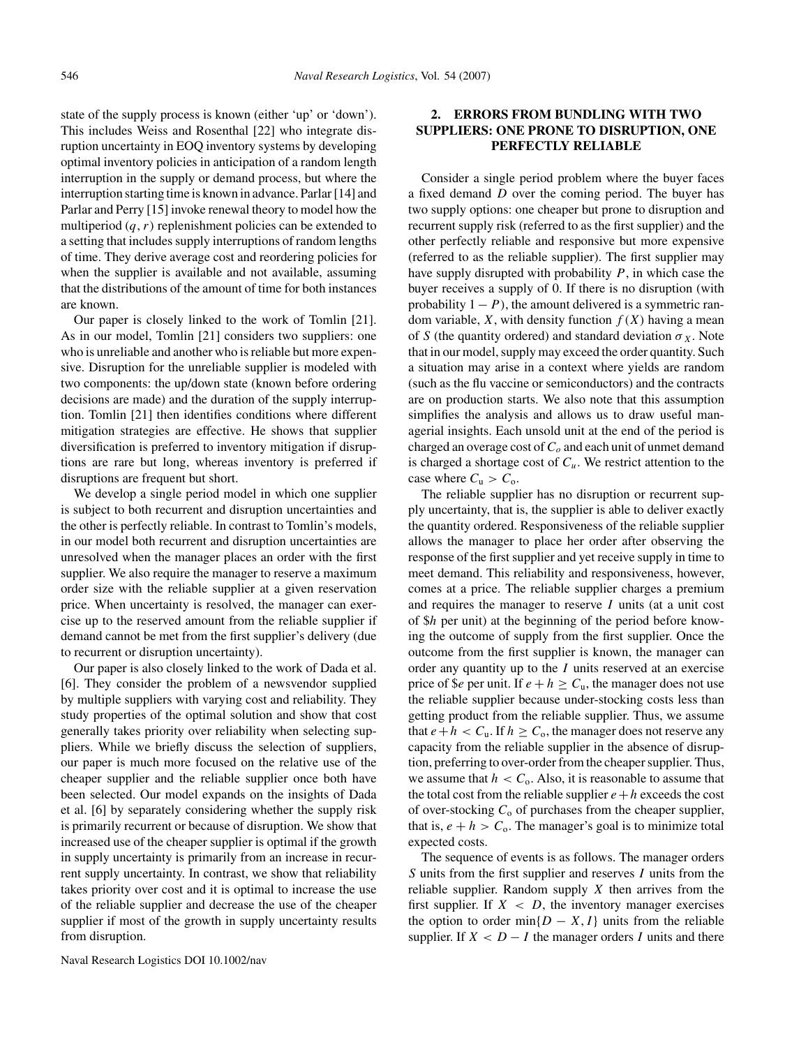state of the supply process is known (either 'up' or 'down'). This includes Weiss and Rosenthal [22] who integrate disruption uncertainty in EOQ inventory systems by developing optimal inventory policies in anticipation of a random length interruption in the supply or demand process, but where the interruption starting time is known in advance. Parlar [14] and Parlar and Perry [15] invoke renewal theory to model how the multiperiod $(q, r)$ replenishment policies can be extended to a setting that includes supply interruptions of random lengths of time. They derive average cost and reordering policies for when the supplier is available and not available, assuming that the distributions of the amount of time for both instances are known.

Our paper is closely linked to the work of Tomlin [21]. As in our model, Tomlin [21] considers two suppliers: one who is unreliable and another who is reliable but more expensive. Disruption for the unreliable supplier is modeled with two components: the up/down state (known before ordering decisions are made) and the duration of the supply interruption. Tomlin [21] then identifies conditions where different mitigation strategies are effective. He shows that supplier diversification is preferred to inventory mitigation if disruptions are rare but long, whereas inventory is preferred if disruptions are frequent but short.

We develop a single period model in which one supplier is subject to both recurrent and disruption uncertainties and the other is perfectly reliable. In contrast to Tomlin's models, in our model both recurrent and disruption uncertainties are unresolved when the manager places an order with the first supplier. We also require the manager to reserve a maximum order size with the reliable supplier at a given reservation price. When uncertainty is resolved, the manager can exercise up to the reserved amount from the reliable supplier if demand cannot be met from the first supplier's delivery (due to recurrent or disruption uncertainty).

Our paper is also closely linked to the work of Dada et al. [6]. They consider the problem of a newsvendor supplied by multiple suppliers with varying cost and reliability. They study properties of the optimal solution and show that cost generally takes priority over reliability when selecting suppliers. While we briefly discuss the selection of suppliers, our paper is much more focused on the relative use of the cheaper supplier and the reliable supplier once both have been selected. Our model expands on the insights of Dada et al. [6] by separately considering whether the supply risk is primarily recurrent or because of disruption. We show that increased use of the cheaper supplier is optimal if the growth in supply uncertainty is primarily from an increase in recurrent supply uncertainty. In contrast, we show that reliability takes priority over cost and it is optimal to increase the use of the reliable supplier and decrease the use of the cheaper supplier if most of the growth in supply uncertainty results from disruption.

## 2. ERRORS FROM BUNDLING WITH TWO SUPPLIERS: ONE PRONE TO DISRUPTION, ONE PERFECTLY RELIABLE

Consider a single period problem where the buyer faces a fixed demand $D$ over the coming period. The buyer has two supply options: one cheaper but prone to disruption and recurrent supply risk (referred to as the first supplier) and the other perfectly reliable and responsive but more expensive (referred to as the reliable supplier). The first supplier may have supply disrupted with probability $P$, in which case the buyer receives a supply of 0. If there is no disruption (with probability $1 - P$), the amount delivered is a symmetric random variable, $X$, with density function $f(X)$ having a mean of $S$ (the quantity ordered) and standard deviation $\sigma_X$. Note that in our model, supply may exceed the order quantity. Such a situation may arise in a context where yields are random (such as the flu vaccine or semiconductors) and the contracts are on production starts. We also note that this assumption simplifies the analysis and allows us to draw useful managerial insights. Each unsold unit at the end of the period is charged an overage cost of $C_o$ and each unit of unmet demand is charged a shortage cost of $C_u$. We restrict attention to the case where $C_\text{u} > C_\text{o}$.

The reliable supplier has no disruption or recurrent supply uncertainty, that is, the supplier is able to deliver exactly the quantity ordered. Responsiveness of the reliable supplier allows the manager to place her order after observing the response of the first supplier and yet receive supply in time to meet demand. This reliability and responsiveness, however, comes at a price. The reliable supplier charges a premium and requires the manager to reserve $I$ units (at a unit cost of \$$h$ per unit) at the beginning of the period before knowing the outcome of supply from the first supplier. Once the outcome from the first supplier is known, the manager can order any quantity up to the $I$ units reserved at an exercise price of \$$e$ per unit. If $e + h \geq C_\text{u}$, the manager does not use the reliable supplier because under-stocking costs less than getting product from the reliable supplier. Thus, we assume that $e + h < C_\text{u}$. If $h \geq C_\text{o}$, the manager does not reserve any capacity from the reliable supplier in the absence of disruption, preferring to over-order from the cheaper supplier. Thus, we assume that $h < C_\text{o}$. Also, it is reasonable to assume that the total cost from the reliable supplier $e + h$ exceeds the cost of over-stocking $C_\text{o}$ of purchases from the cheaper supplier, that is, $e + h > C_\text{o}$. The manager's goal is to minimize total expected costs.

The sequence of events is as follows. The manager orders $S$ units from the first supplier and reserves $I$ units from the reliable supplier. Random supply $X$ then arrives from the first supplier. If $X < D$, the inventory manager exercises the option to order $\min\{D - X, I\}$ units from the reliable supplier. If $X < D - I$ the manager orders $I$ units and there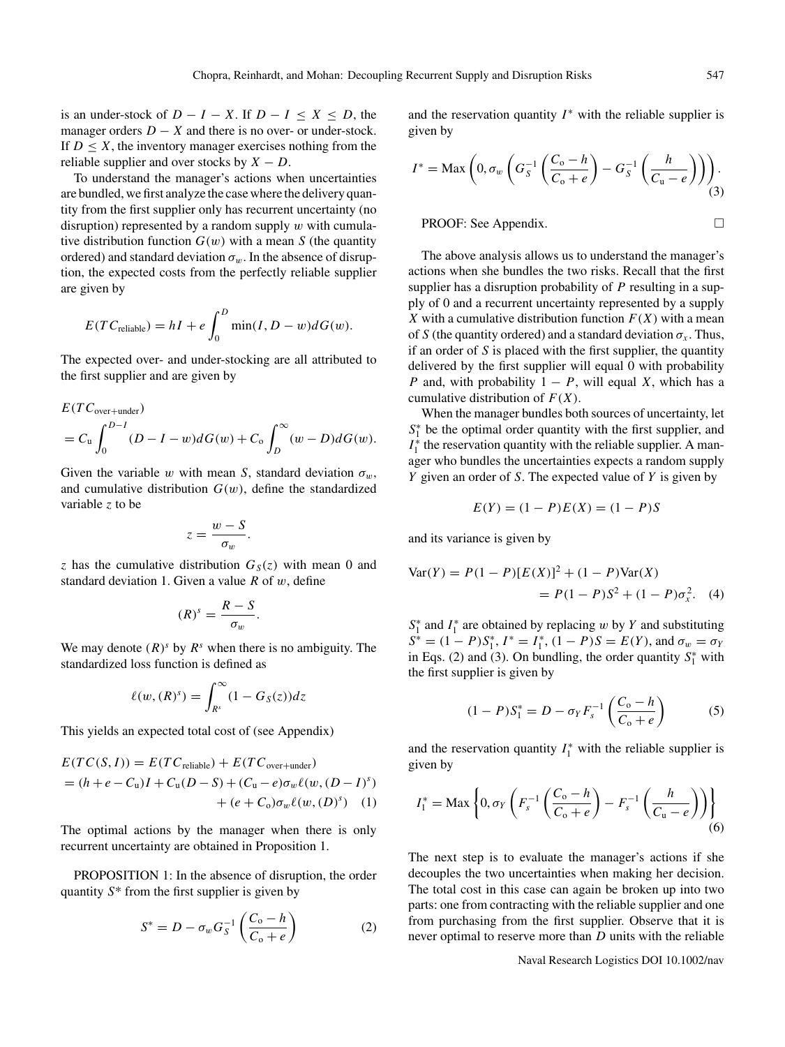is an under-stock of $D - I - X$. If $D - I \leq X \leq D$, the manager orders $D - X$ and there is no over- or under-stock. If $D \leq X$, the inventory manager exercises nothing from the reliable supplier and over stocks by $X - D$.

To understand the manager's actions when uncertainties are bundled, we first analyze the case where the delivery quantity from the first supplier only has recurrent uncertainty (no disruption) represented by a random supply $w$ with cumulative distribution function $G(w)$ with a mean $S$ (the quantity ordered) and standard deviation $\sigma_w$. In the absence of disruption, the expected costs from the perfectly reliable supplier are given by

$$E(TC_{\text{reliable}}) = hI + e\int_0^D \min(I, D - w)dG(w).$$

The expected over- and under-stocking are all attributed to the first supplier and are given by

$$E(TC_{\text{over+under}}) = C_{\text{u}}\int_0^{D-I}(D - I - w)dG(w) + C_{\text{o}}\int_D^{\infty}(w - D)dG(w).$$

Given the variable $w$ with mean $S$, standard deviation $\sigma_w$, and cumulative distribution $G(w)$, define the standardized variable $z$ to be

$$z = \frac{w - S}{\sigma_w}.$$

$z$ has the cumulative distribution $G_S(z)$ with mean 0 and standard deviation 1. Given a value $R$ of $w$, define

$$(R)^s = \frac{R - S}{\sigma_w}.$$

We may denote $(R)^s$ by $R^s$ when there is no ambiguity. The standardized loss function is defined as

$$\ell(w, (R)^s) = \int_{R^s}^{\infty}(1 - G_S(z))dz$$

This yields an expected total cost of (see Appendix)

$$\begin{aligned} E(TC(S, I)) &= E(TC_{\text{reliable}}) + E(TC_{\text{over+under}}) \\ &= (h + e - C_{\text{u}})I + C_{\text{u}}(D - S) + (C_{\text{u}} - e)\sigma_w\ell(w, (D - I)^s) \\ &\quad + (e + C_{\text{o}})\sigma_w\ell(w, (D)^s) \quad (1) \end{aligned}$$

The optimal actions by the manager when there is only recurrent uncertainty are obtained in Proposition 1.

PROPOSITION 1: In the absence of disruption, the order quantity $S^*$ from the first supplier is given by

$$S^* = D - \sigma_w G_S^{-1}\left(\frac{C_{\text{o}} - h}{C_{\text{o}} + e}\right) \quad (2)$$

and the reservation quantity $I^*$ with the reliable supplier is given by

$$I^* = \text{Max}\left(0, \sigma_w\left(G_S^{-1}\left(\frac{C_{\text{o}} - h}{C_{\text{o}} + e}\right) - G_S^{-1}\left(\frac{h}{C_{\text{u}} - e}\right)\right)\right). \quad (3)$$

PROOF: See Appendix. □

The above analysis allows us to understand the manager's actions when she bundles the two risks. Recall that the first supplier has a disruption probability of $P$ resulting in a supply of 0 and a recurrent uncertainty represented by a supply $X$ with a cumulative distribution function $F(X)$ with a mean of $S$ (the quantity ordered) and a standard deviation $\sigma_x$. Thus, if an order of $S$ is placed with the first supplier, the quantity delivered by the first supplier will equal 0 with probability $P$ and, with probability $1 - P$, will equal $X$, which has a cumulative distribution of $F(X)$.

When the manager bundles both sources of uncertainty, let $S_1^*$ be the optimal order quantity with the first supplier, and $I_1^*$ the reservation quantity with the reliable supplier. A manager who bundles the uncertainties expects a random supply $Y$ given an order of $S$. The expected value of $Y$ is given by

$$E(Y) = (1 - P)E(X) = (1 - P)S$$

and its variance is given by

$$\begin{aligned} \text{Var}(Y) &= P(1 - P)[E(X)]^2 + (1 - P)\text{Var}(X) \\ &= P(1 - P)S^2 + (1 - P)\sigma_x^2. \quad (4) \end{aligned}$$

$S_1^*$ and $I_1^*$ are obtained by replacing $w$ by $Y$ and substituting $S^* = (1 - P)S_1^*$, $I^* = I_1^*$, $(1 - P)S = E(Y)$, and $\sigma_w = \sigma_Y$ in Eqs. (2) and (3). On bundling, the order quantity $S_1^*$ with the first supplier is given by

$$(1 - P)S_1^* = D - \sigma_Y F_s^{-1}\left(\frac{C_{\text{o}} - h}{C_{\text{o}} + e}\right) \quad (5)$$

and the reservation quantity $I_1^*$ with the reliable supplier is given by

$$I_1^* = \text{Max}\left\{0, \sigma_Y\left(F_s^{-1}\left(\frac{C_{\text{o}} - h}{C_{\text{o}} + e}\right) - F_s^{-1}\left(\frac{h}{C_{\text{u}} - e}\right)\right)\right\} \quad (6)$$

The next step is to evaluate the manager's actions if she decouples the two uncertainties when making her decision. The total cost in this case can again be broken up into two parts: one from contracting with the reliable supplier and one from purchasing from the first supplier. Observe that it is never optimal to reserve more than $D$ units with the reliable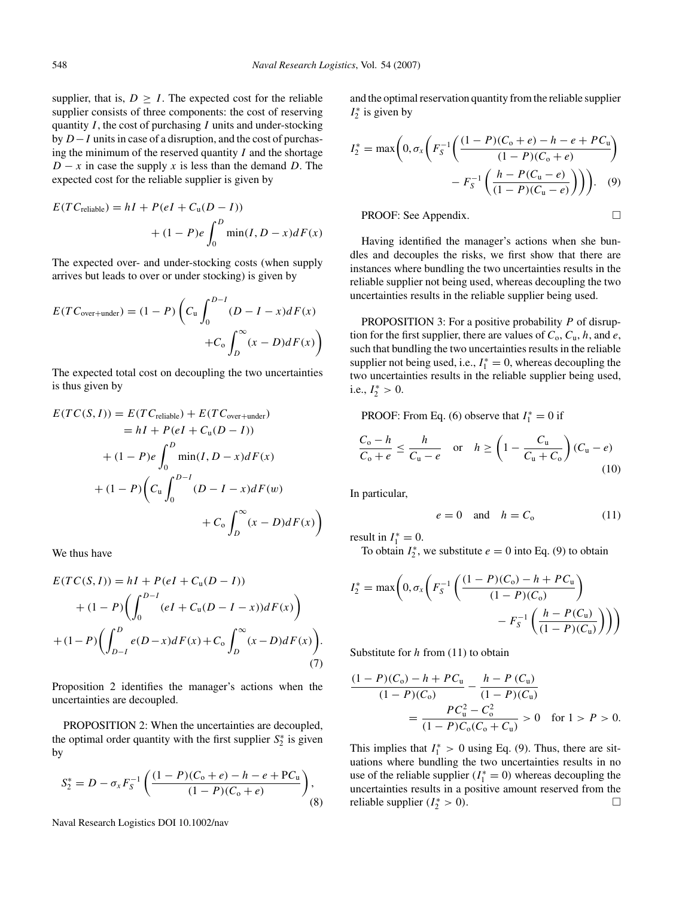supplier, that is, $D \geq I$. The expected cost for the reliable supplier consists of three components: the cost of reserving quantity $I$, the cost of purchasing $I$ units and under-stocking by $D - I$ units in case of a disruption, and the cost of purchasing the minimum of the reserved quantity $I$ and the shortage $D - x$ in case the supply $x$ is less than the demand $D$. The expected cost for the reliable supplier is given by

$$E(TC_{\text{reliable}}) = hI + P(eI + C_{\text{u}}(D - I)) + (1 - P)e \int_0^D \min(I, D - x) dF(x)$$

The expected over- and under-stocking costs (when supply arrives but leads to over or under stocking) is given by

$$E(TC_{\text{over+under}}) = (1 - P)\left(C_{\text{u}} \int_0^{D-I} (D - I - x) dF(x) + C_{\text{o}} \int_D^{\infty} (x - D) dF(x)\right)$$

The expected total cost on decoupling the two uncertainties is thus given by

$$\begin{aligned}
E(TC(S, I)) &= E(TC_{\text{reliable}}) + E(TC_{\text{over+under}}) \\
&= hI + P(eI + C_{\text{u}}(D - I)) \\
&\quad + (1 - P)e \int_0^D \min(I, D - x) dF(x) \\
&\quad + (1 - P)\left(C_{\text{u}} \int_0^{D-I} (D - I - x) dF(w) + C_{\text{o}} \int_D^{\infty} (x - D) dF(x)\right)
\end{aligned}$$

We thus have

$$\begin{aligned}
E(TC(S, I)) &= hI + P(eI + C_{\text{u}}(D - I)) \\
&\quad + (1 - P)\left(\int_0^{D-I} (eI + C_{\text{u}}(D - I - x)) dF(x)\right) \\
&\quad + (1 - P)\left(\int_{D-I}^{D} e(D - x) dF(x) + C_{\text{o}} \int_D^{\infty} (x - D) dF(x)\right).
\end{aligned} \tag{7}$$

Proposition 2 identifies the manager's actions when the uncertainties are decoupled.

PROPOSITION 2: When the uncertainties are decoupled, the optimal order quantity with the first supplier $S_2^*$ is given by

$$S_2^* = D - \sigma_x F_S^{-1}\left(\frac{(1 - P)(C_{\text{o}} + e) - h - e + \text{P}C_{\text{u}}}{(1 - P)(C_{\text{o}} + e)}\right), \tag{8}$$

and the optimal reservation quantity from the reliable supplier $I_2^*$ is given by

$$I_2^* = \max\left(0, \sigma_x \left(F_S^{-1}\left(\frac{(1 - P)(C_{\text{o}} + e) - h - e + PC_{\text{u}}}{(1 - P)(C_{\text{o}} + e)}\right) - F_S^{-1}\left(\frac{h - P(C_{\text{u}} - e)}{(1 - P)(C_{\text{u}} - e)}\right)\right)\right). \tag{9}$$

PROOF: See Appendix. □

Having identified the manager's actions when she bundles and decouples the risks, we first show that there are instances where bundling the two uncertainties results in the reliable supplier not being used, whereas decoupling the two uncertainties results in the reliable supplier being used.

PROPOSITION 3: For a positive probability $P$ of disruption for the first supplier, there are values of $C_{\text{o}}$, $C_{\text{u}}$, $h$, and $e$, such that bundling the two uncertainties results in the reliable supplier not being used, i.e., $I_1^* = 0$, whereas decoupling the two uncertainties results in the reliable supplier being used, i.e., $I_2^* > 0$.

PROOF: From Eq. (6) observe that $I_1^* = 0$ if

$$\frac{C_{\text{o}} - h}{C_{\text{o}} + e} \leq \frac{h}{C_{\text{u}} - e} \quad \text{or} \quad h \geq \left(1 - \frac{C_{\text{u}}}{C_{\text{u}} + C_{\text{o}}}\right)(C_{\text{u}} - e) \tag{10}$$

In particular,

$$e = 0 \quad \text{and} \quad h = C_{\text{o}} \tag{11}$$

result in $I_1^* = 0$.

To obtain $I_2^*$, we substitute $e = 0$ into Eq. (9) to obtain

$$I_2^* = \max\left(0, \sigma_x \left(F_S^{-1}\left(\frac{(1 - P)(C_{\text{o}}) - h + PC_{\text{u}}}{(1 - P)(C_{\text{o}})}\right) - F_S^{-1}\left(\frac{h - P(C_{\text{u}})}{(1 - P)(C_{\text{u}})}\right)\right)\right)$$

Substitute for $h$ from (11) to obtain

$$\frac{(1 - P)(C_{\text{o}}) - h + PC_{\text{u}}}{(1 - P)(C_{\text{o}})} - \frac{h - P(C_{\text{u}})}{(1 - P)(C_{\text{u}})} = \frac{PC_{\text{u}}^2 - C_{\text{o}}^2}{(1 - P)C_{\text{o}}(C_{\text{o}} + C_{\text{u}})} > 0 \quad \text{for } 1 > P > 0.$$

This implies that $I_1^* > 0$ using Eq. (9). Thus, there are situations where bundling the two uncertainties results in no use of the reliable supplier ($I_1^* = 0$) whereas decoupling the uncertainties results in a positive amount reserved from the reliable supplier ($I_2^* > 0$). □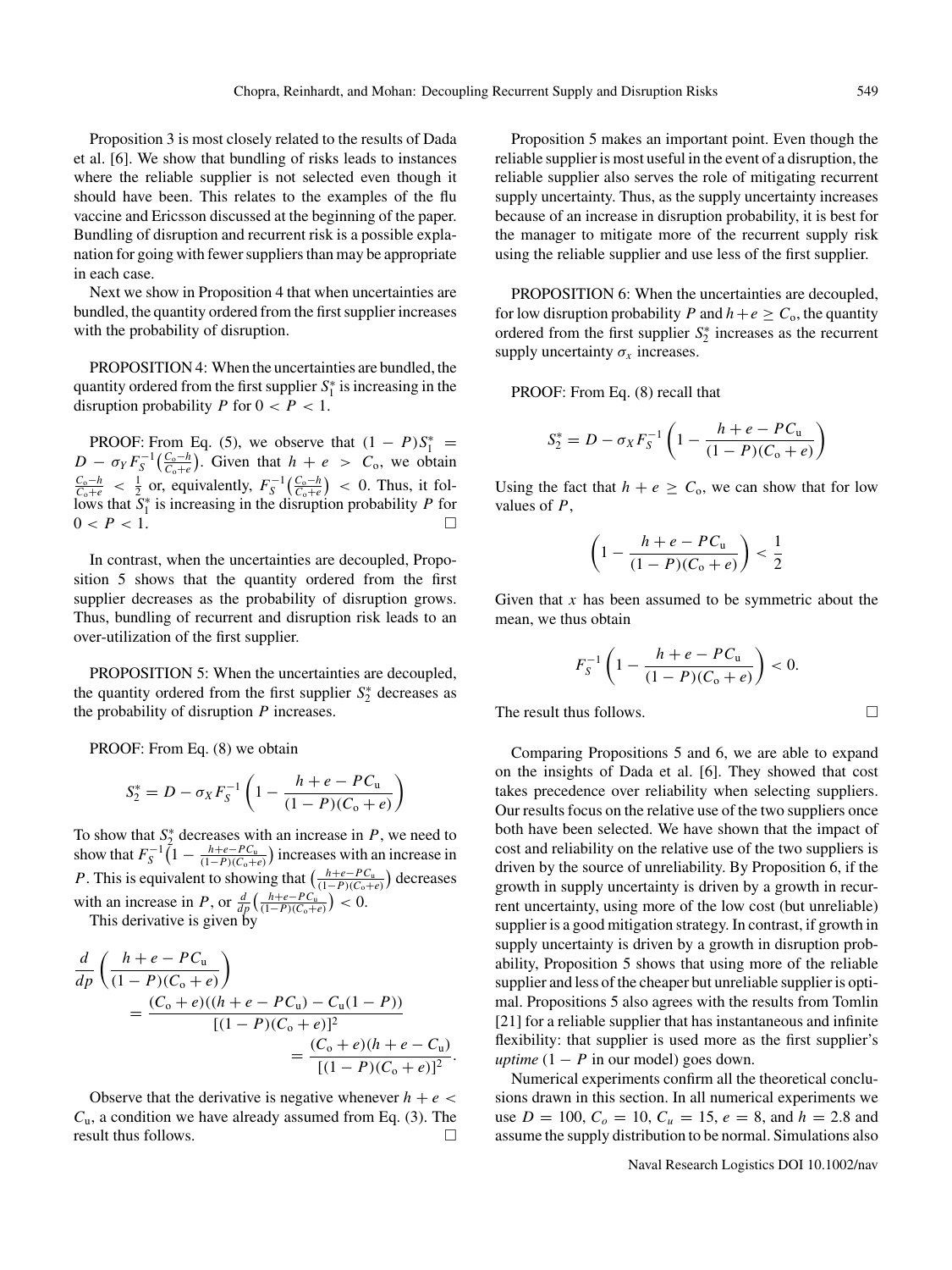Proposition 3 is most closely related to the results of Dada et al. [6]. We show that bundling of risks leads to instances where the reliable supplier is not selected even though it should have been. This relates to the examples of the flu vaccine and Ericsson discussed at the beginning of the paper. Bundling of disruption and recurrent risk is a possible explanation for going with fewer suppliers than may be appropriate in each case.

Next we show in Proposition 4 that when uncertainties are bundled, the quantity ordered from the first supplier increases with the probability of disruption.

PROPOSITION 4: When the uncertainties are bundled, the quantity ordered from the first supplier $S_1^*$ is increasing in the disruption probability $P$ for $0 < P < 1$.

PROOF: From Eq. (5), we observe that $(1-P)S_1^* = D - \sigma_Y F_S^{-1}\left(\frac{C_o - h}{C_o + e}\right)$. Given that $h + e > C_o$, we obtain $\frac{C_o - h}{C_o + e} < \frac{1}{2}$ or, equivalently, $F_S^{-1}\left(\frac{C_o - h}{C_o + e}\right) < 0$. Thus, it follows that $S_1^*$ is increasing in the disruption probability $P$ for $0 < P < 1$. □

In contrast, when the uncertainties are decoupled, Proposition 5 shows that the quantity ordered from the first supplier decreases as the probability of disruption grows. Thus, bundling of recurrent and disruption risk leads to an over-utilization of the first supplier.

PROPOSITION 5: When the uncertainties are decoupled, the quantity ordered from the first supplier $S_2^*$ decreases as the probability of disruption $P$ increases.

PROOF: From Eq. (8) we obtain

$$S_2^* = D - \sigma_X F_S^{-1}\left(1 - \frac{h + e - PC_u}{(1-P)(C_o + e)}\right)$$

To show that $S_2^*$ decreases with an increase in $P$, we need to show that $F_S^{-1}\left(1 - \frac{h+e-PC_u}{(1-P)(C_o+e)}\right)$ increases with an increase in $P$. This is equivalent to showing that $\left(\frac{h+e-PC_u}{(1-P)(C_o+e)}\right)$ decreases with an increase in $P$, or $\frac{d}{dp}\left(\frac{h+e-PC_u}{(1-P)(C_o+e)}\right) < 0$.

This derivative is given by

$$\frac{d}{dp}\left(\frac{h + e - PC_u}{(1-P)(C_o + e)}\right) = \frac{(C_o + e)((h + e - PC_u) - C_u(1-P))}{[(1-P)(C_o + e)]^2} = \frac{(C_o + e)(h + e - C_u)}{[(1-P)(C_o + e)]^2}.$$

Observe that the derivative is negative whenever $h + e < C_u$, a condition we have already assumed from Eq. (3). The result thus follows. □

Proposition 5 makes an important point. Even though the reliable supplier is most useful in the event of a disruption, the reliable supplier also serves the role of mitigating recurrent supply uncertainty. Thus, as the supply uncertainty increases because of an increase in disruption probability, it is best for the manager to mitigate more of the recurrent supply risk using the reliable supplier and use less of the first supplier.

PROPOSITION 6: When the uncertainties are decoupled, for low disruption probability $P$ and $h + e \geq C_o$, the quantity ordered from the first supplier $S_2^*$ increases as the recurrent supply uncertainty $\sigma_x$ increases.

PROOF: From Eq. (8) recall that

$$S_2^* = D - \sigma_X F_S^{-1}\left(1 - \frac{h + e - PC_u}{(1-P)(C_o + e)}\right)$$

Using the fact that $h + e \geq C_o$, we can show that for low values of $P$,

$$\left(1 - \frac{h + e - PC_u}{(1-P)(C_o + e)}\right) < \frac{1}{2}$$

Given that $x$ has been assumed to be symmetric about the mean, we thus obtain

$$F_S^{-1}\left(1 - \frac{h + e - PC_u}{(1-P)(C_o + e)}\right) < 0.$$

The result thus follows. □

Comparing Propositions 5 and 6, we are able to expand on the insights of Dada et al. [6]. They showed that cost takes precedence over reliability when selecting suppliers. Our results focus on the relative use of the two suppliers once both have been selected. We have shown that the impact of cost and reliability on the relative use of the two suppliers is driven by the source of unreliability. By Proposition 6, if the growth in supply uncertainty is driven by a growth in recurrent uncertainty, using more of the low cost (but unreliable) supplier is a good mitigation strategy. In contrast, if growth in supply uncertainty is driven by a growth in disruption probability, Proposition 5 shows that using more of the reliable supplier and less of the cheaper but unreliable supplier is optimal. Proposition 5 also agrees with the results from Tomlin [21] for a reliable supplier that has instantaneous and infinite flexibility: that supplier is used more as the first supplier's *uptime* ($1 - P$ in our model) goes down.

Numerical experiments confirm all the theoretical conclusions drawn in this section. In all numerical experiments we use $D = 100$, $C_o = 10$, $C_u = 15$, $e = 8$, and $h = 2.8$ and assume the supply distribution to be normal. Simulations also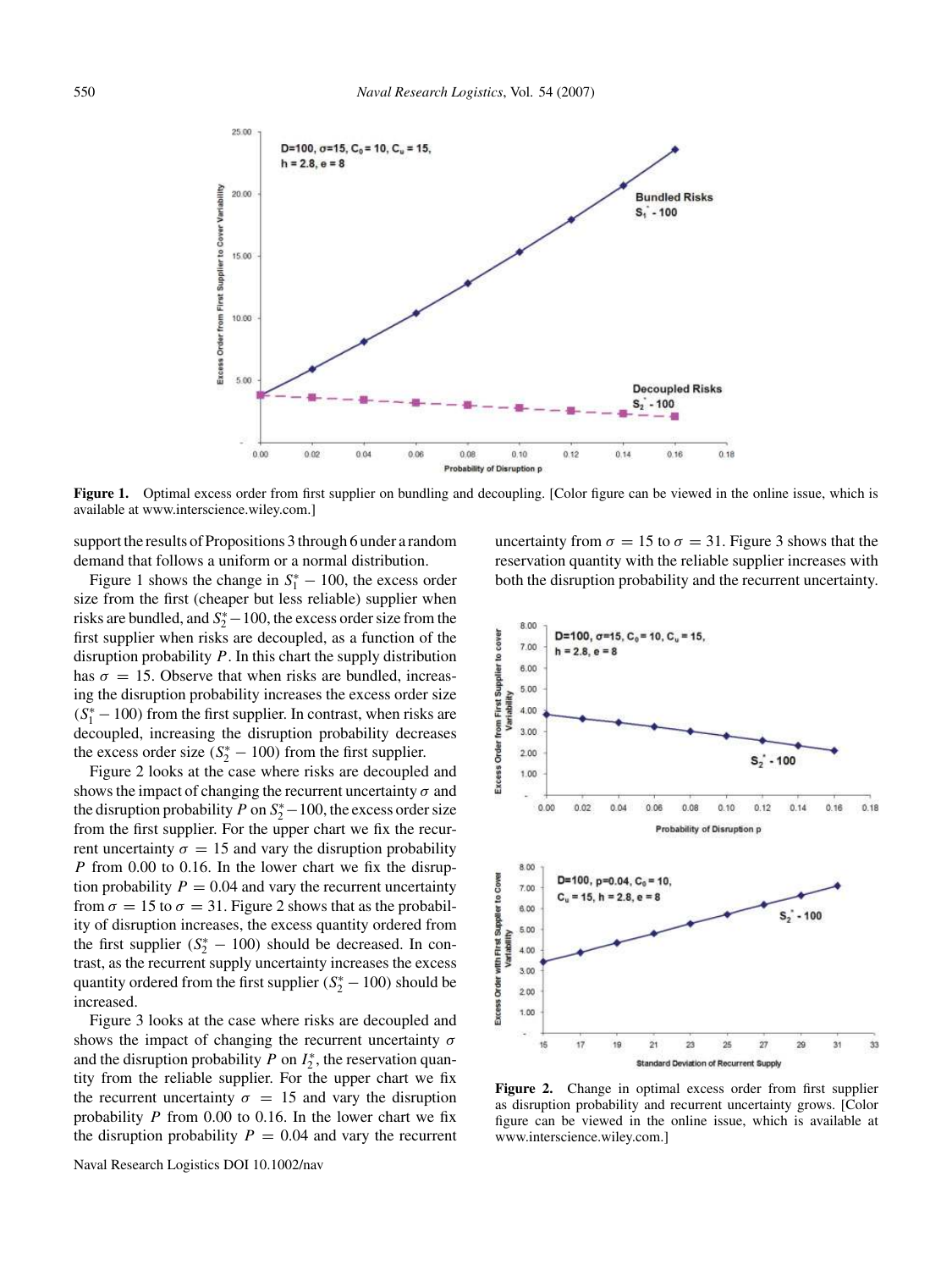**Figure 1.** Optimal excess order from first supplier on bundling and decoupling. [Color figure can be viewed in the online issue, which is available at www.interscience.wiley.com.]

support the results of Propositions 3 through 6 under a random demand that follows a uniform or a normal distribution.

Figure 1 shows the change in $S_1^* - 100$, the excess order size from the first (cheaper but less reliable) supplier when risks are bundled, and $S_2^* - 100$, the excess order size from the first supplier when risks are decoupled, as a function of the disruption probability $P$. In this chart the supply distribution has $\sigma = 15$. Observe that when risks are bundled, increasing the disruption probability increases the excess order size $(S_1^* - 100)$ from the first supplier. In contrast, when risks are decoupled, increasing the disruption probability decreases the excess order size $(S_2^* - 100)$ from the first supplier.

Figure 2 looks at the case where risks are decoupled and shows the impact of changing the recurrent uncertainty $\sigma$ and the disruption probability $P$ on $S_2^* - 100$, the excess order size from the first supplier. For the upper chart we fix the recurrent uncertainty $\sigma = 15$ and vary the disruption probability $P$ from 0.00 to 0.16. In the lower chart we fix the disruption probability $P = 0.04$ and vary the recurrent uncertainty from $\sigma = 15$ to $\sigma = 31$. Figure 2 shows that as the probability of disruption increases, the excess quantity ordered from the first supplier $(S_2^* - 100)$ should be decreased. In contrast, as the recurrent supply uncertainty increases the excess quantity ordered from the first supplier $(S_2^* - 100)$ should be increased.

Figure 3 looks at the case where risks are decoupled and shows the impact of changing the recurrent uncertainty $\sigma$ and the disruption probability $P$ on $I_2^*$, the reservation quantity from the reliable supplier. For the upper chart we fix the recurrent uncertainty $\sigma = 15$ and vary the disruption probability $P$ from 0.00 to 0.16. In the lower chart we fix the disruption probability $P = 0.04$ and vary the recurrent uncertainty from $\sigma = 15$ to $\sigma = 31$. Figure 3 shows that the reservation quantity with the reliable supplier increases with both the disruption probability and the recurrent uncertainty.

**Figure 2.** Change in optimal excess order from first supplier as disruption probability and recurrent uncertainty grows. [Color figure can be viewed in the online issue, which is available at www.interscience.wiley.com.]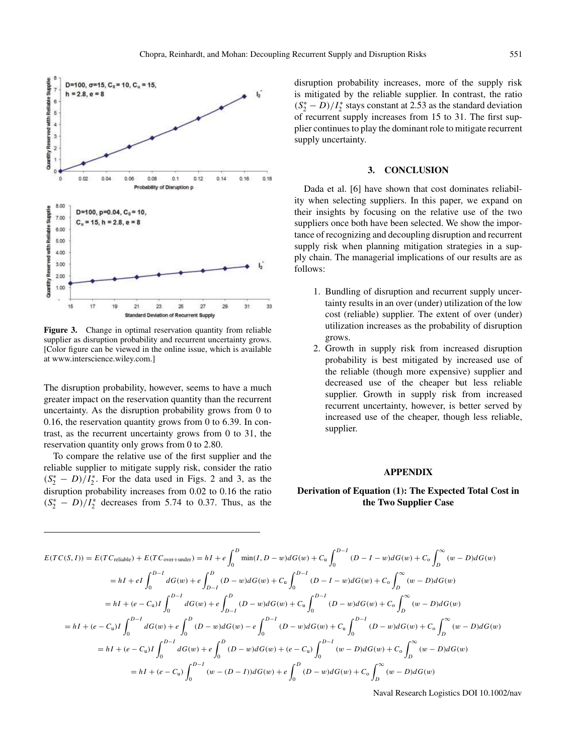**Figure 3.** Change in optimal reservation quantity from reliable supplier as disruption probability and recurrent uncertainty grows. [Color figure can be viewed in the online issue, which is available at www.interscience.wiley.com.]

The disruption probability, however, seems to have a much greater impact on the reservation quantity than the recurrent uncertainty. As the disruption probability grows from 0 to 0.16, the reservation quantity grows from 0 to 6.39. In contrast, as the recurrent uncertainty grows from 0 to 31, the reservation quantity only grows from 0 to 2.80.

To compare the relative use of the first supplier and the reliable supplier to mitigate supply risk, consider the ratio $(S_2^* - D)/I_2^*$. For the data used in Figs. 2 and 3, as the disruption probability increases from 0.02 to 0.16 the ratio $(S_2^* - D)/I_2^*$ decreases from 5.74 to 0.37. Thus, as the disruption probability increases, more of the supply risk is mitigated by the reliable supplier. In contrast, the ratio $(S_2^* - D)/I_2^*$ stays constant at 2.53 as the standard deviation of recurrent supply increases from 15 to 31. The first supplier continues to play the dominant role to mitigate recurrent supply uncertainty.

## 3. CONCLUSION

Dada et al. [6] have shown that cost dominates reliability when selecting suppliers. In this paper, we expand on their insights by focusing on the relative use of the two suppliers once both have been selected. We show the importance of recognizing and decoupling disruption and recurrent supply risk when planning mitigation strategies in a supply chain. The managerial implications of our results are as follows:

1. Bundling of disruption and recurrent supply uncertainty results in an over (under) utilization of the low cost (reliable) supplier. The extent of over (under) utilization increases as the probability of disruption grows.
2. Growth in supply risk from increased disruption probability is best mitigated by increased use of the reliable (though more expensive) supplier and decreased use of the cheaper but less reliable supplier. Growth in supply risk from increased recurrent uncertainty, however, is better served by increased use of the cheaper, though less reliable, supplier.

## APPENDIX

### Derivation of Equation (1): The Expected Total Cost in the Two Supplier Case

$$
\begin{aligned}
E(TC(S,I)) &= E(TC_{\text{reliable}}) + E(TC_{\text{over+under}}) = hI + e\int_0^D \min(I, D-w)\,dG(w) + C_u\int_0^{D-I}(D-I-w)\,dG(w) + C_o\int_D^\infty (w-D)\,dG(w)\\
&= hI + eI\int_0^{D-I} dG(w) + e\int_{D-I}^{D}(D-w)\,dG(w) + C_u\int_0^{D-I}(D-I-w)\,dG(w) + C_o\int_D^\infty (w-D)\,dG(w)\\
&= hI + (e-C_u)I\int_0^{D-I} dG(w) + e\int_{D-I}^{D}(D-w)\,dG(w) + C_u\int_0^{D-I}(D-w)\,dG(w) + C_o\int_D^\infty (w-D)\,dG(w)\\
&= hI + (e-C_u)I\int_0^{D-I} dG(w) + e\int_0^{D}(D-w)\,dG(w) - e\int_0^{D-I}(D-w)\,dG(w) + C_u\int_0^{D-I}(D-w)\,dG(w) + C_o\int_D^\infty (w-D)\,dG(w)\\
&= hI + (e-C_u)I\int_0^{D-I} dG(w) + e\int_0^{D}(D-w)\,dG(w) + (e-C_u)\int_0^{D-I}(w-D)\,dG(w) + C_o\int_D^\infty (w-D)\,dG(w)\\
&= hI + (e-C_u)\int_0^{D-I}(w-(D-I))\,dG(w) + e\int_0^{D}(D-w)\,dG(w) + C_o\int_D^\infty (w-D)\,dG(w)
\end{aligned}
$$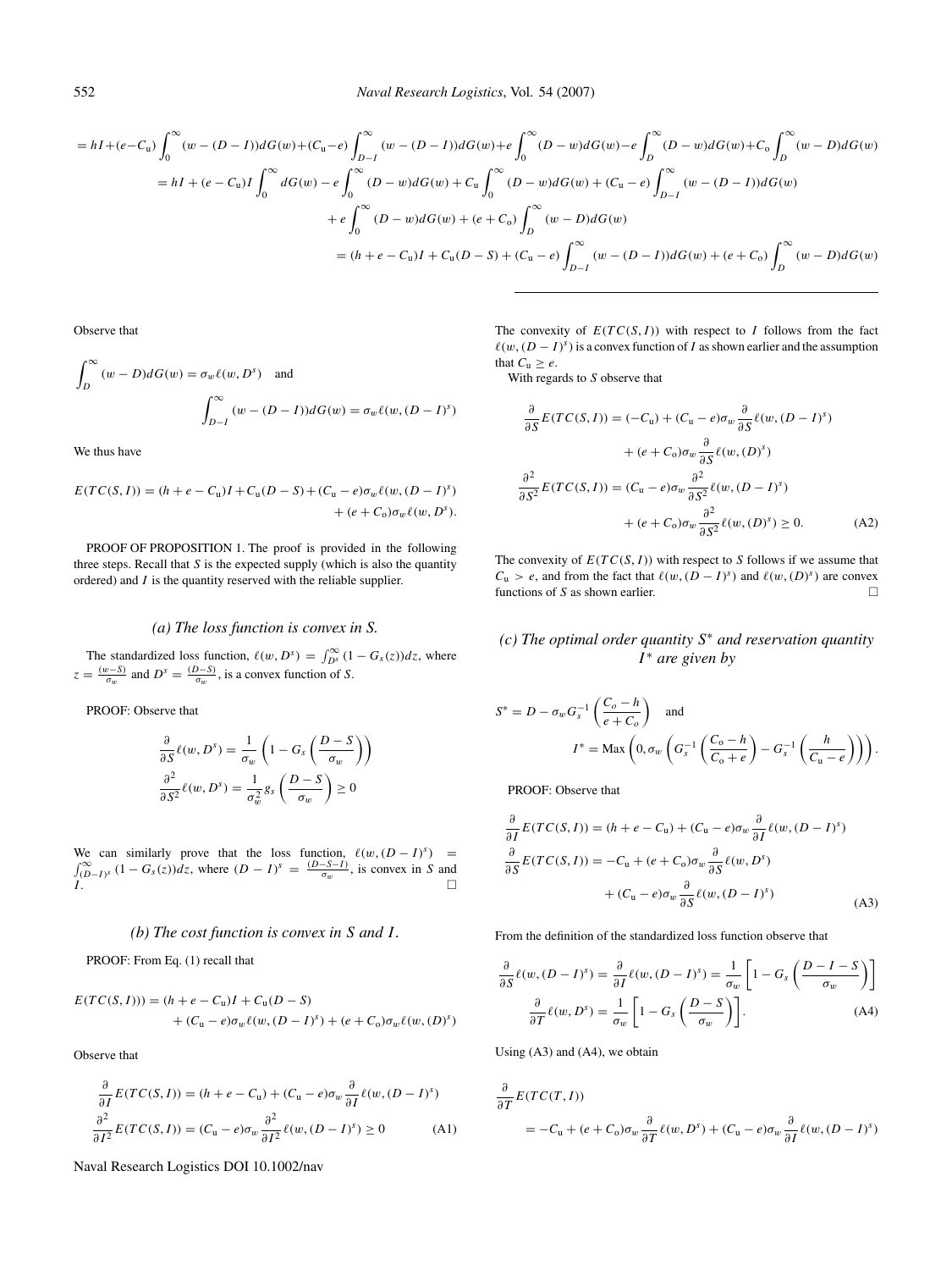$$
\begin{aligned}
&= hI+(e-C_{\mathrm{u}})\int_0^\infty (w-(D-I))dG(w)+(C_{\mathrm{u}}-e)\int_{D-I}^\infty (w-(D-I))dG(w)+e\int_0^\infty (D-w)dG(w)-e\int_D^\infty (D-w)dG(w)+C_{\mathrm{o}}\int_D^\infty (w-D)dG(w)\\
&= hI+(e-C_{\mathrm{u}})I\int_0^\infty dG(w)-e\int_0^\infty (D-w)dG(w)+C_{\mathrm{u}}\int_0^\infty (D-w)dG(w)+(C_{\mathrm{u}}-e)\int_{D-I}^\infty (w-(D-I))dG(w)\\
&\quad +e\int_0^\infty (D-w)dG(w)+(e+C_{\mathrm{o}})\int_D^\infty (w-D)dG(w)\\
&= (h+e-C_{\mathrm{u}})I+C_{\mathrm{u}}(D-S)+(C_{\mathrm{u}}-e)\int_{D-I}^\infty (w-(D-I))dG(w)+(e+C_{\mathrm{o}})\int_D^\infty (w-D)dG(w)
\end{aligned}
$$

Observe that

$$
\int_D^\infty (w-D)dG(w)=\sigma_w\ell(w,D^s) \quad \text{and} \quad \int_{D-I}^\infty (w-(D-I))dG(w)=\sigma_w\ell(w,(D-I)^s)
$$

We thus have

$$
E(TC(S,I))=(h+e-C_{\mathrm{u}})I+C_{\mathrm{u}}(D-S)+(C_{\mathrm{u}}-e)\sigma_w\ell(w,(D-I)^s)+(e+C_{\mathrm{o}})\sigma_w\ell(w,D^s).
$$

PROOF OF PROPOSITION 1. The proof is provided in the following three steps. Recall that $S$ is the expected supply (which is also the quantity ordered) and $I$ is the quantity reserved with the reliable supplier.

### *(a) The loss function is convex in S.*

The standardized loss function, $\ell(w,D^s)=\int_{D^s}^\infty (1-G_s(z))dz$, where $z=\frac{(w-S)}{\sigma_w}$ and $D^s=\frac{(D-S)}{\sigma_w}$, is a convex function of $S$.

PROOF: Observe that

$$
\frac{\partial}{\partial S}\ell(w,D^s)=\frac{1}{\sigma_w}\left(1-G_s\left(\frac{D-S}{\sigma_w}\right)\right)
$$
$$
\frac{\partial^2}{\partial S^2}\ell(w,D^s)=\frac{1}{\sigma_w^2}g_s\left(\frac{D-S}{\sigma_w}\right)\geq 0
$$

We can similarly prove that the loss function, $\ell(w,(D-I)^s)=\int_{(D-I)^s}^\infty (1-G_s(z))dz$, where $(D-I)^s=\frac{(D-S-I)}{\sigma_w}$, is convex in $S$ and $I$. □

### *(b) The cost function is convex in S and I.*

PROOF: From Eq. (1) recall that

$$
E(TC(S,I)))=(h+e-C_{\mathrm{u}})I+C_{\mathrm{u}}(D-S)+(C_{\mathrm{u}}-e)\sigma_w\ell(w,(D-I)^s)+(e+C_{\mathrm{o}})\sigma_w\ell(w,(D)^s)
$$

Observe that

$$
\frac{\partial}{\partial I}E(TC(S,I))=(h+e-C_{\mathrm{u}})+(C_{\mathrm{u}}-e)\sigma_w\frac{\partial}{\partial I}\ell(w,(D-I)^s)
$$
$$
\frac{\partial^2}{\partial I^2}E(TC(S,I))=(C_{\mathrm{u}}-e)\sigma_w\frac{\partial^2}{\partial I^2}\ell(w,(D-I)^s)\geq 0 \tag{A1}
$$

The convexity of $E(TC(S,I))$ with respect to $I$ follows from the fact $\ell(w,(D-I)^s)$ is a convex function of $I$ as shown earlier and the assumption that $C_{\mathrm{u}}\geq e$.

With regards to $S$ observe that

$$
\frac{\partial}{\partial S}E(TC(S,I))=(-C_{\mathrm{u}})+(C_{\mathrm{u}}-e)\sigma_w\frac{\partial}{\partial S}\ell(w,(D-I)^s)+(e+C_{\mathrm{o}})\sigma_w\frac{\partial}{\partial S}\ell(w,(D)^s)
$$
$$
\frac{\partial^2}{\partial S^2}E(TC(S,I))=(C_{\mathrm{u}}-e)\sigma_w\frac{\partial^2}{\partial S^2}\ell(w,(D-I)^s)+(e+C_{\mathrm{o}})\sigma_w\frac{\partial^2}{\partial S^2}\ell(w,(D)^s)\geq 0. \tag{A2}
$$

The convexity of $E(TC(S,I))$ with respect to $S$ follows if we assume that $C_{\mathrm{u}}>e$, and from the fact that $\ell(w,(D-I)^s)$ and $\ell(w,(D)^s)$ are convex functions of $S$ as shown earlier. □

### *(c) The optimal order quantity $S^*$ and reservation quantity $I^*$ are given by*

$$
S^*=D-\sigma_w G_s^{-1}\left(\frac{C_o-h}{e+C_o}\right) \quad \text{and} \quad I^*=\mathrm{Max}\left(0,\sigma_w\left(G_s^{-1}\left(\frac{C_{\mathrm{o}}-h}{C_{\mathrm{o}}+e}\right)-G_s^{-1}\left(\frac{h}{C_{\mathrm{u}}-e}\right)\right)\right).
$$

PROOF: Observe that

$$
\frac{\partial}{\partial I}E(TC(S,I))=(h+e-C_{\mathrm{u}})+(C_{\mathrm{u}}-e)\sigma_w\frac{\partial}{\partial I}\ell(w,(D-I)^s)
$$
$$
\frac{\partial}{\partial S}E(TC(S,I))=-C_{\mathrm{u}}+(e+C_{\mathrm{o}})\sigma_w\frac{\partial}{\partial S}\ell(w,D^s)+(C_{\mathrm{u}}-e)\sigma_w\frac{\partial}{\partial S}\ell(w,(D-I)^s) \tag{A3}
$$

From the definition of the standardized loss function observe that

$$
\frac{\partial}{\partial S}\ell(w,(D-I)^s)=\frac{\partial}{\partial I}\ell(w,(D-I)^s)=\frac{1}{\sigma_w}\left[1-G_s\left(\frac{D-I-S}{\sigma_w}\right)\right]
$$
$$
\frac{\partial}{\partial T}\ell(w,D^s)=\frac{1}{\sigma_w}\left[1-G_s\left(\frac{D-S}{\sigma_w}\right)\right]. \tag{A4}
$$

Using (A3) and (A4), we obtain

$$
\frac{\partial}{\partial T}E(TC(T,I))=-C_{\mathrm{u}}+(e+C_{\mathrm{o}})\sigma_w\frac{\partial}{\partial T}\ell(w,D^s)+(C_{\mathrm{u}}-e)\sigma_w\frac{\partial}{\partial I}\ell(w,(D-I)^s)
$$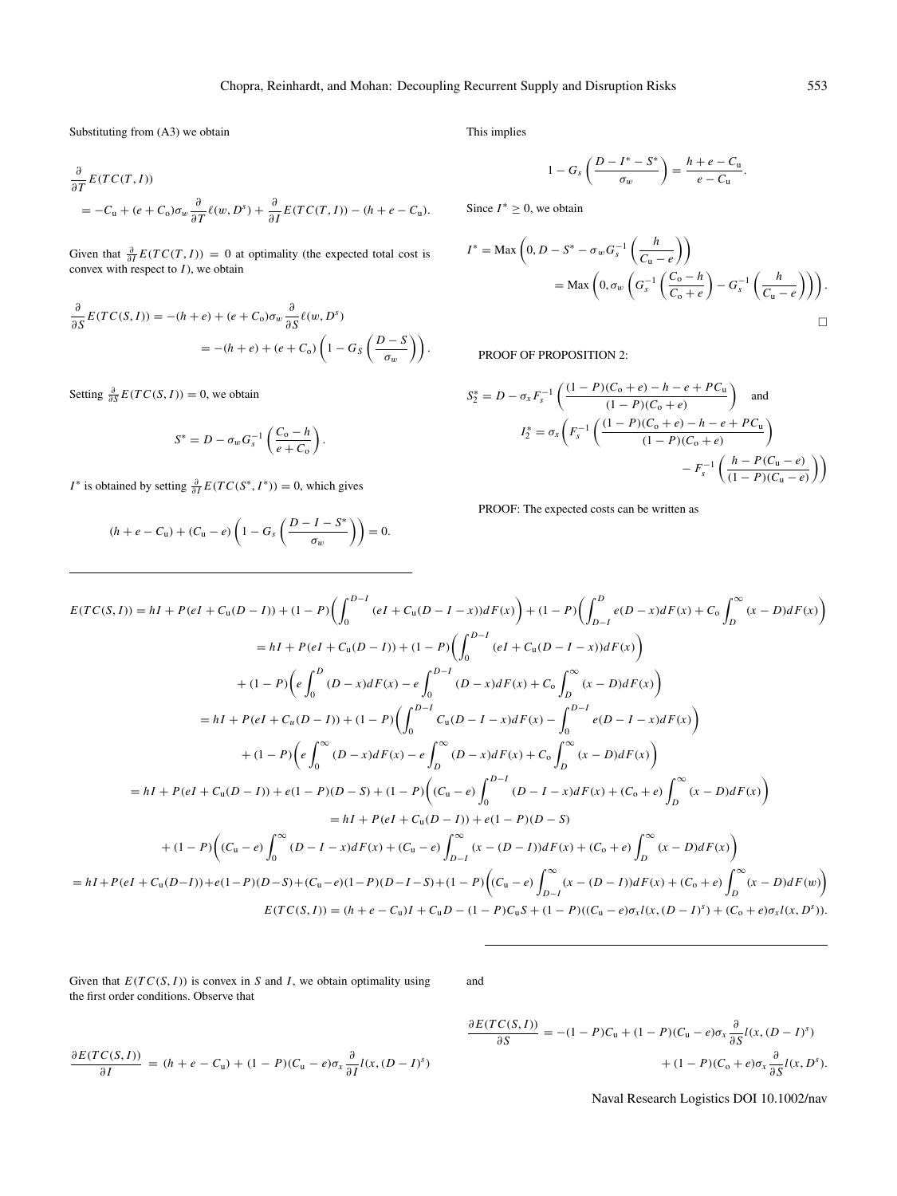Substituting from (A3) we obtain

$$\frac{\partial}{\partial T}E(TC(T,I))$$
$$= -C_{\rm u} + (e+C_{\rm o})\sigma_w \frac{\partial}{\partial T}\ell(w, D^s) + \frac{\partial}{\partial I}E(TC(T,I)) - (h+e-C_{\rm u}).$$

Given that $\frac{\partial}{\partial I}E(TC(T,I)) = 0$ at optimality (the expected total cost is convex with respect to $I$), we obtain

$$\frac{\partial}{\partial S}E(TC(S,I)) = -(h+e) + (e+C_{\rm o})\sigma_w \frac{\partial}{\partial S}\ell(w, D^s)$$
$$= -(h+e) + (e+C_{\rm o})\left(1 - G_S\left(\frac{D-S}{\sigma_w}\right)\right).$$

Setting $\frac{\partial}{\partial S}E(TC(S,I)) = 0$, we obtain

$$S^* = D - \sigma_w G_s^{-1}\left(\frac{C_{\rm o}-h}{e+C_{\rm o}}\right).$$

$I^*$ is obtained by setting $\frac{\partial}{\partial I}E(TC(S^*,I^*)) = 0$, which gives

$$(h+e-C_{\rm u}) + (C_{\rm u}-e)\left(1 - G_s\left(\frac{D-I-S^*}{\sigma_w}\right)\right) = 0.$$

This implies

$$1 - G_s\left(\frac{D-I^*-S^*}{\sigma_w}\right) = \frac{h+e-C_{\rm u}}{e-C_{\rm u}}.$$

Since $I^* \geq 0$, we obtain

$$I^* = \text{Max}\left(0, D - S^* - \sigma_w G_s^{-1}\left(\frac{h}{C_{\rm u}-e}\right)\right)$$
$$= \text{Max}\left(0, \sigma_w\left(G_s^{-1}\left(\frac{C_{\rm o}-h}{C_{\rm o}+e}\right) - G_s^{-1}\left(\frac{h}{C_{\rm u}-e}\right)\right)\right).$$

□

PROOF OF PROPOSITION 2:

$$S_2^* = D - \sigma_x F_s^{-1}\left(\frac{(1-P)(C_{\rm o}+e) - h - e + PC_{\rm u}}{(1-P)(C_{\rm o}+e)}\right) \quad \text{and}$$
$$I_2^* = \sigma_x\left(F_s^{-1}\left(\frac{(1-P)(C_{\rm o}+e) - h - e + PC_{\rm u}}{(1-P)(C_{\rm o}+e)}\right) - F_s^{-1}\left(\frac{h - P(C_{\rm u}-e)}{(1-P)(C_{\rm u}-e)}\right)\right)$$

PROOF: The expected costs can be written as

$$E(TC(S,I)) = hI + P(eI + C_{\rm u}(D-I)) + (1-P)\left(\int_0^{D-I}(eI + C_{\rm u}(D-I-x))dF(x)\right) + (1-P)\left(\int_{D-I}^{D} e(D-x)dF(x) + C_{\rm o}\int_D^{\infty}(x-D)dF(x)\right)$$
$$= hI + P(eI + C_{\rm u}(D-I)) + (1-P)\left(\int_0^{D-I}(eI + C_{\rm u}(D-I-x))dF(x)\right)$$
$$+ (1-P)\left(e\int_0^{D}(D-x)dF(x) - e\int_0^{D-I}(D-x)dF(x) + C_{\rm o}\int_D^{\infty}(x-D)dF(x)\right)$$
$$= hI + P(eI + C_{\rm u}(D-I)) + (1-P)\left(\int_0^{D-I}C_{\rm u}(D-I-x)dF(x) - \int_0^{D-I}e(D-I-x)dF(x)\right)$$
$$+ (1-P)\left(e\int_0^{\infty}(D-x)dF(x) - e\int_D^{\infty}(D-x)dF(x) + C_{\rm o}\int_D^{\infty}(x-D)dF(x)\right)$$
$$= hI + P(eI + C_{\rm u}(D-I)) + e(1-P)(D-S) + (1-P)\left((C_{\rm u}-e)\int_0^{D-I}(D-I-x)dF(x) + (C_{\rm o}+e)\int_D^{\infty}(x-D)dF(x)\right)$$
$$= hI + P(eI + C_{\rm u}(D-I)) + e(1-P)(D-S)$$
$$+ (1-P)\left((C_{\rm u}-e)\int_0^{\infty}(D-I-x)dF(x) + (C_{\rm u}-e)\int_{D-I}^{\infty}(x-(D-I))dF(x) + (C_{\rm o}+e)\int_D^{\infty}(x-D)dF(x)\right)$$
$$= hI + P(eI + C_{\rm u}(D-I)) + e(1-P)(D-S) + (C_{\rm u}-e)(1-P)(D-I-S) + (1-P)\left((C_{\rm u}-e)\int_{D-I}^{\infty}(x-(D-I))dF(x) + (C_{\rm o}+e)\int_D^{\infty}(x-D)dF(w)\right)$$
$$E(TC(S,I)) = (h+e-C_{\rm u})I + C_{\rm u}D - (1-P)C_{\rm u}S + (1-P)((C_{\rm u}-e)\sigma_x l(x,(D-I)^s) + (C_{\rm o}+e)\sigma_x l(x, D^s)).$$

Given that $E(TC(S,I))$ is convex in $S$ and $I$, we obtain optimality using the first order conditions. Observe that

$$\frac{\partial E(TC(S,I))}{\partial I} = (h+e-C_{\rm u}) + (1-P)(C_{\rm u}-e)\sigma_x\frac{\partial}{\partial I}l(x,(D-I)^s)$$

and

$$\frac{\partial E(TC(S,I))}{\partial S} = -(1-P)C_{\rm u} + (1-P)(C_{\rm u}-e)\sigma_x\frac{\partial}{\partial S}l(x,(D-I)^s)$$
$$+ (1-P)(C_{\rm o}+e)\sigma_x\frac{\partial}{\partial S}l(x, D^s).$$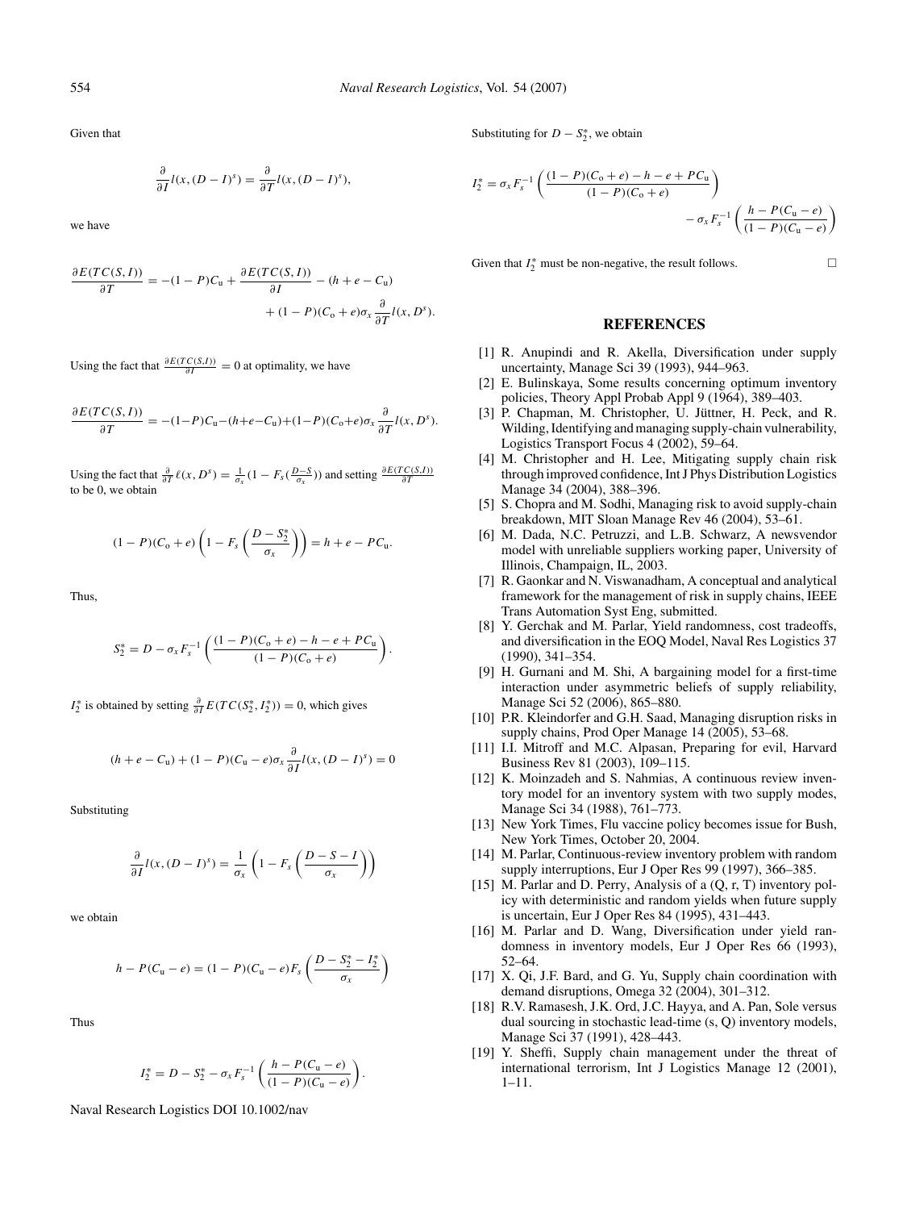Given that

$$\frac{\partial}{\partial I} l(x, (D-I)^s) = \frac{\partial}{\partial T} l(x, (D-I)^s),$$

we have

$$\frac{\partial E(TC(S,I))}{\partial T} = -(1-P)C_u + \frac{\partial E(TC(S,I))}{\partial I} - (h + e - C_u) + (1-P)(C_o + e)\sigma_x \frac{\partial}{\partial T} l(x, D^s).$$

Using the fact that $\frac{\partial E(TC(S,I))}{\partial I} = 0$ at optimality, we have

$$\frac{\partial E(TC(S,I))}{\partial T} = -(1-P)C_u - (h+e-C_u) + (1-P)(C_o+e)\sigma_x \frac{\partial}{\partial T} l(x, D^s).$$

Using the fact that $\frac{\partial}{\partial T} \ell(x, D^s) = \frac{1}{\sigma_x}(1 - F_s(\frac{D-S}{\sigma_x}))$ and setting $\frac{\partial E(TC(S,I))}{\partial T}$ to be 0, we obtain

$$(1-P)(C_o + e)\left(1 - F_s\left(\frac{D - S_2^*}{\sigma_x}\right)\right) = h + e - PC_u.$$

Thus,

$$S_2^* = D - \sigma_x F_s^{-1}\left(\frac{(1-P)(C_o+e) - h - e + PC_u}{(1-P)(C_o+e)}\right).$$

$I_2^*$ is obtained by setting $\frac{\partial}{\partial I} E(TC(S_2^*, I_2^*)) = 0$, which gives

$$(h + e - C_u) + (1-P)(C_u - e)\sigma_x \frac{\partial}{\partial I} l(x, (D-I)^s) = 0$$

Substituting

$$\frac{\partial}{\partial I} l(x, (D-I)^s) = \frac{1}{\sigma_x}\left(1 - F_s\left(\frac{D - S - I}{\sigma_x}\right)\right)$$

we obtain

$$h - P(C_u - e) = (1-P)(C_u - e)F_s\left(\frac{D - S_2^* - I_2^*}{\sigma_x}\right)$$

Thus

$$I_2^* = D - S_2^* - \sigma_x F_s^{-1}\left(\frac{h - P(C_u - e)}{(1-P)(C_u - e)}\right).$$

Substituting for $D - S_2^*$, we obtain

$$I_2^* = \sigma_x F_s^{-1}\left(\frac{(1-P)(C_o+e) - h - e + PC_u}{(1-P)(C_o+e)}\right) - \sigma_x F_s^{-1}\left(\frac{h - P(C_u - e)}{(1-P)(C_u - e)}\right)$$

Given that $I_2^*$ must be non-negative, the result follows. □

## REFERENCES

[1] R. Anupindi and R. Akella, Diversification under supply uncertainty, Manage Sci 39 (1993), 944–963.

[2] E. Bulinskaya, Some results concerning optimum inventory policies, Theory Appl Probab Appl 9 (1964), 389–403.

[3] P. Chapman, M. Christopher, U. Jüttner, H. Peck, and R. Wilding, Identifying and managing supply-chain vulnerability, Logistics Transport Focus 4 (2002), 59–64.

[4] M. Christopher and H. Lee, Mitigating supply chain risk through improved confidence, Int J Phys Distribution Logistics Manage 34 (2004), 388–396.

[5] S. Chopra and M. Sodhi, Managing risk to avoid supply-chain breakdown, MIT Sloan Manage Rev 46 (2004), 53–61.

[6] M. Dada, N.C. Petruzzi, and L.B. Schwarz, A newsvendor model with unreliable suppliers working paper, University of Illinois, Champaign, IL, 2003.

[7] R. Gaonkar and N. Viswanadham, A conceptual and analytical framework for the management of risk in supply chains, IEEE Trans Automation Syst Eng, submitted.

[8] Y. Gerchak and M. Parlar, Yield randomness, cost tradeoffs, and diversification in the EOQ Model, Naval Res Logistics 37 (1990), 341–354.

[9] H. Gurnani and M. Shi, A bargaining model for a first-time interaction under asymmetric beliefs of supply reliability, Manage Sci 52 (2006), 865–880.

[10] P.R. Kleindorfer and G.H. Saad, Managing disruption risks in supply chains, Prod Oper Manage 14 (2005), 53–68.

[11] I.I. Mitroff and M.C. Alpasan, Preparing for evil, Harvard Business Rev 81 (2003), 109–115.

[12] K. Moinzadeh and S. Nahmias, A continuous review inventory model for an inventory system with two supply modes, Manage Sci 34 (1988), 761–773.

[13] New York Times, Flu vaccine policy becomes issue for Bush, New York Times, October 20, 2004.

[14] M. Parlar, Continuous-review inventory problem with random supply interruptions, Eur J Oper Res 99 (1997), 366–385.

[15] M. Parlar and D. Perry, Analysis of a (Q, r, T) inventory policy with deterministic and random yields when future supply is uncertain, Eur J Oper Res 84 (1995), 431–443.

[16] M. Parlar and D. Wang, Diversification under yield randomness in inventory models, Eur J Oper Res 66 (1993), 52–64.

[17] X. Qi, J.F. Bard, and G. Yu, Supply chain coordination with demand disruptions, Omega 32 (2004), 301–312.

[18] R.V. Ramasesh, J.K. Ord, J.C. Hayya, and A. Pan, Sole versus dual sourcing in stochastic lead-time (s, Q) inventory models, Manage Sci 37 (1991), 428–443.

[19] Y. Sheffi, Supply chain management under the threat of international terrorism, Int J Logistics Manage 12 (2001), 1–11.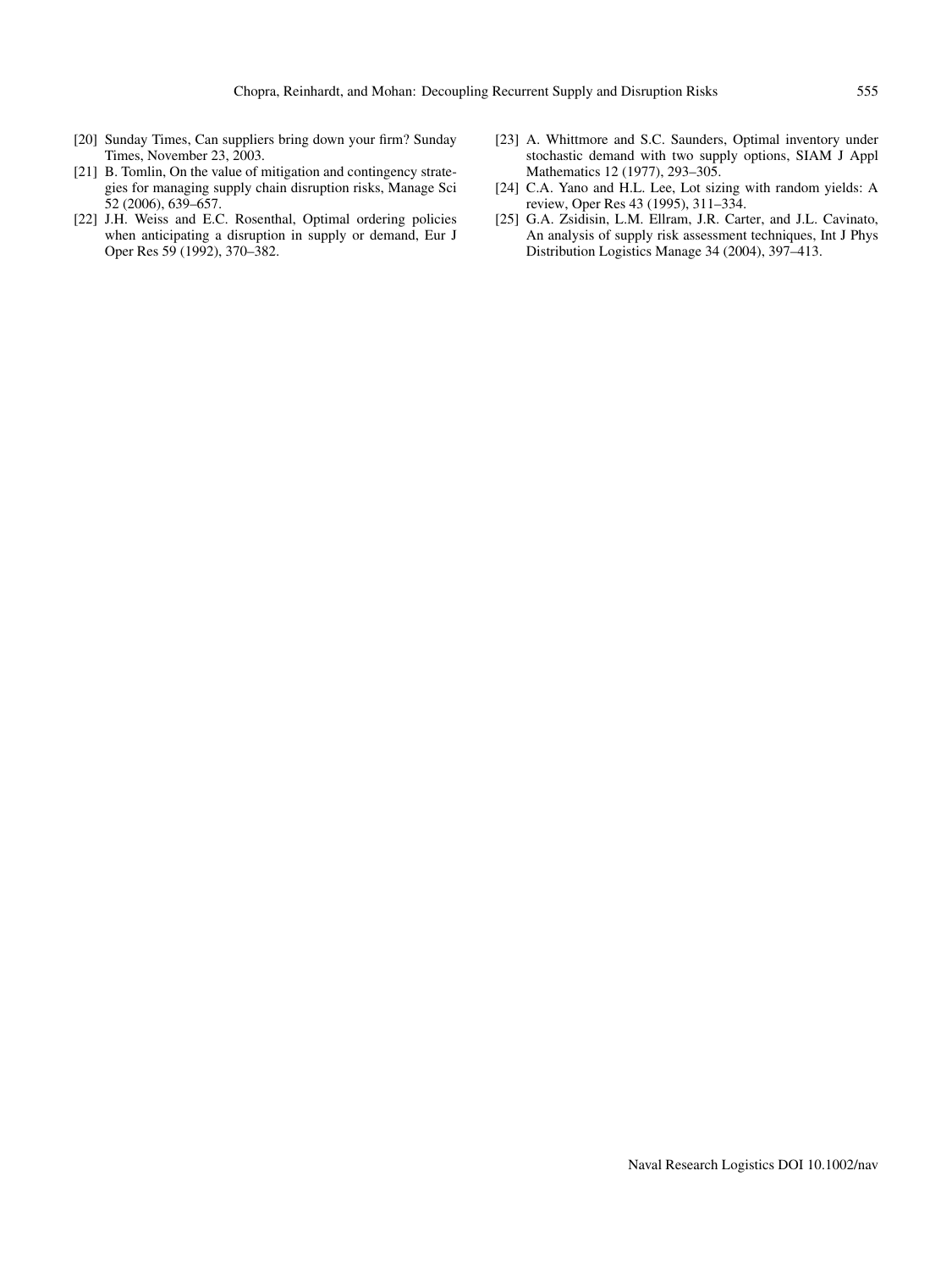[20] Sunday Times, Can suppliers bring down your firm? Sunday Times, November 23, 2003.

[21] B. Tomlin, On the value of mitigation and contingency strategies for managing supply chain disruption risks, Manage Sci 52 (2006), 639–657.

[22] J.H. Weiss and E.C. Rosenthal, Optimal ordering policies when anticipating a disruption in supply or demand, Eur J Oper Res 59 (1992), 370–382.

[23] A. Whittmore and S.C. Saunders, Optimal inventory under stochastic demand with two supply options, SIAM J Appl Mathematics 12 (1977), 293–305.

[24] C.A. Yano and H.L. Lee, Lot sizing with random yields: A review, Oper Res 43 (1995), 311–334.

[25] G.A. Zsidisin, L.M. Ellram, J.R. Carter, and J.L. Cavinato, An analysis of supply risk assessment techniques, Int J Phys Distribution Logistics Manage 34 (2004), 397–413.